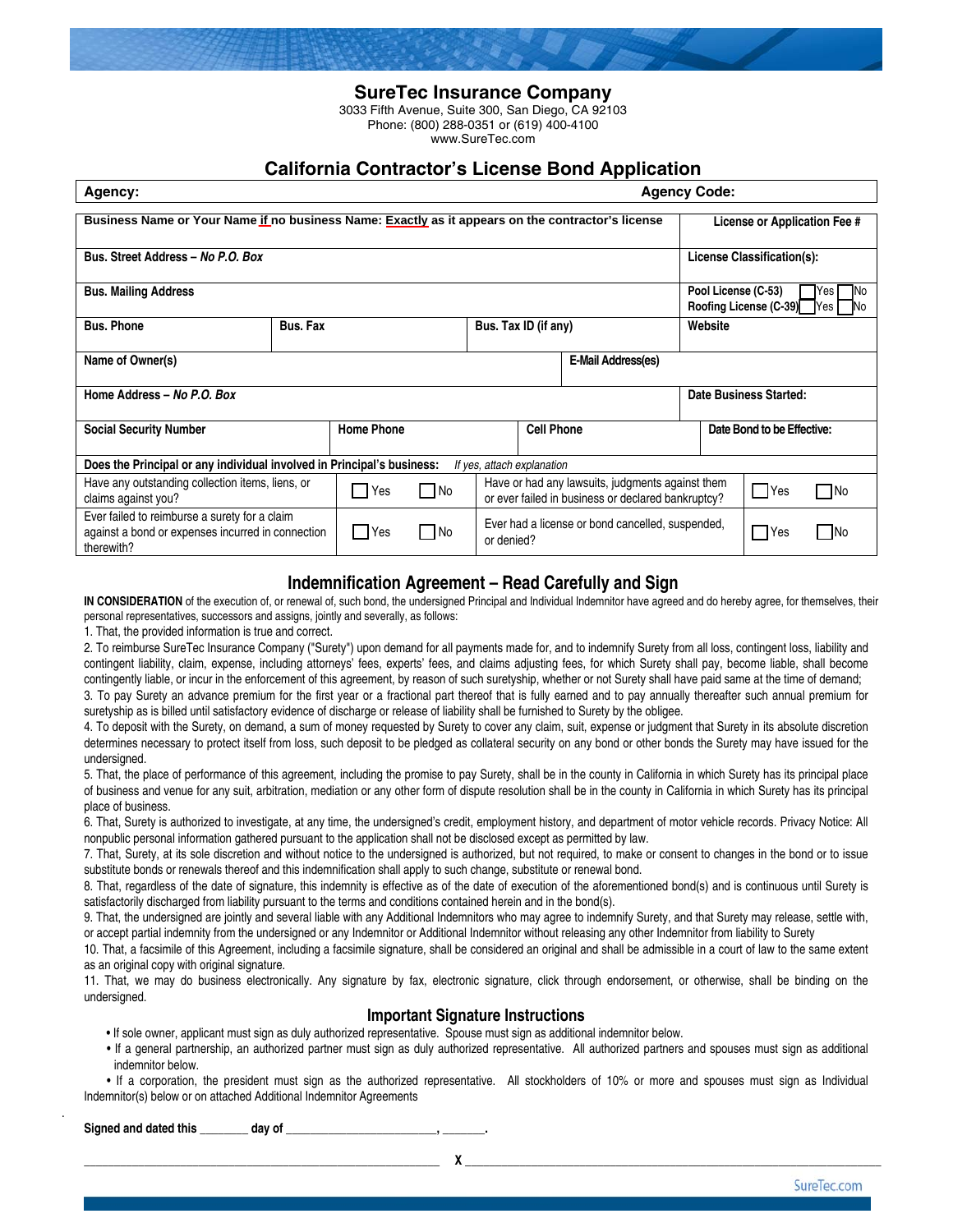## SureTec Insurance Company

3033 Fifth Avenue, Suite 300, San Diego, CA 92103
Phone: (800) 288-0351 or (619) 400-4100
www.SureTec.com

## California Contractor's License Bond Application

| **Agency:** | | | **Agency Code:** |
|---|---|---|---|

| **Business Name or Your Name if no business Name: Exactly as it appears on the contractor's license** | | | | **License or Application Fee #** |
|---|---|---|---|---|
| **Bus. Street Address – *No P.O. Box*** | | | | **License Classification(s):** |
| **Bus. Mailing Address** | | | | **Pool License (C-53)** ☐Yes ☐No<br>**Roofing License (C-39)** ☐Yes ☐No |
| **Bus. Phone** | **Bus. Fax** | **Bus. Tax ID (if any)** | | **Website** |
| **Name of Owner(s)** | | | **E-Mail Address(es)** | |
| **Home Address – *No P.O. Box*** | | | | **Date Business Started:** |
| **Social Security Number** | **Home Phone** | **Cell Phone** | | **Date Bond to be Effective:** |

| **Does the Principal or any individual involved in Principal's business:** *If yes, attach explanation* | | | |
|---|---|---|---|
| Have any outstanding collection items, liens, or claims against you? | ☐Yes ☐No | Have or had any lawsuits, judgments against them or ever failed in business or declared bankruptcy? | ☐Yes ☐No |
| Ever failed to reimburse a surety for a claim against a bond or expenses incurred in connection therewith? | ☐Yes ☐No | Ever had a license or bond cancelled, suspended, or denied? | ☐Yes ☐No |

## Indemnification Agreement – Read Carefully and Sign

**IN CONSIDERATION** of the execution of, or renewal of, such bond, the undersigned Principal and Individual Indemnitor have agreed and do hereby agree, for themselves, their personal representatives, successors and assigns, jointly and severally, as follows:

1. That, the provided information is true and correct.
2. To reimburse SureTec Insurance Company ("Surety") upon demand for all payments made for, and to indemnify Surety from all loss, contingent loss, liability and contingent liability, claim, expense, including attorneys' fees, experts' fees, and claims adjusting fees, for which Surety shall pay, become liable, shall become contingently liable, or incur in the enforcement of this agreement, by reason of such suretyship, whether or not Surety shall have paid same at the time of demand;
3. To pay Surety an advance premium for the first year or a fractional part thereof that is fully earned and to pay annually thereafter such annual premium for suretyship as is billed until satisfactory evidence of discharge or release of liability shall be furnished to Surety by the obligee.
4. To deposit with the Surety, on demand, a sum of money requested by Surety to cover any claim, suit, expense or judgment that Surety in its absolute discretion determines necessary to protect itself from loss, such deposit to be pledged as collateral security on any bond or other bonds the Surety may have issued for the undersigned.
5. That, the place of performance of this agreement, including the promise to pay Surety, shall be in the county in California in which Surety has its principal place of business and venue for any suit, arbitration, mediation or any other form of dispute resolution shall be in the county in California in which Surety has its principal place of business.
6. That, Surety is authorized to investigate, at any time, the undersigned's credit, employment history, and department of motor vehicle records. Privacy Notice: All nonpublic personal information gathered pursuant to the application shall not be disclosed except as permitted by law.
7. That, Surety, at its sole discretion and without notice to the undersigned is authorized, but not required, to make or consent to changes in the bond or to issue substitute bonds or renewals thereof and this indemnification shall apply to such change, substitute or renewal bond.
8. That, regardless of the date of signature, this indemnity is effective as of the date of execution of the aforementioned bond(s) and is continuous until Surety is satisfactorily discharged from liability pursuant to the terms and conditions contained herein and in the bond(s).
9. That, the undersigned are jointly and several liable with any Additional Indemnitors who may agree to indemnify Surety, and that Surety may release, settle with, or accept partial indemnity from the undersigned or any Indemnitor or Additional Indemnitor without releasing any other Indemnitor from liability to Surety
10. That, a facsimile of this Agreement, including a facsimile signature, shall be considered an original and shall be admissible in a court of law to the same extent as an original copy with original signature.
11. That, we may do business electronically. Any signature by fax, electronic signature, click through endorsement, or otherwise, shall be binding on the undersigned.

### Important Signature Instructions

- If sole owner, applicant must sign as duly authorized representative. Spouse must sign as additional indemnitor below.
- If a general partnership, an authorized partner must sign as duly authorized representative. All authorized partners and spouses must sign as additional indemnitor below.
- If a corporation, the president must sign as the authorized representative. All stockholders of 10% or more and spouses must sign as Individual Indemnitor(s) below or on attached Additional Indemnitor Agreements

**Signed and dated this \_\_\_\_\_\_\_\_ day of \_\_\_\_\_\_\_\_\_\_\_\_\_\_\_\_\_\_\_\_\_\_\_\_\_, \_\_\_\_\_\_\_.**

\_\_\_\_\_\_\_\_\_\_\_\_\_\_\_\_\_\_\_\_\_\_\_\_\_\_\_\_\_\_\_\_\_\_\_\_\_\_\_\_ **X** \_\_\_\_\_\_\_\_\_\_\_\_\_\_\_\_\_\_\_\_\_\_\_\_\_\_\_\_\_\_\_\_\_\_\_\_\_\_\_\_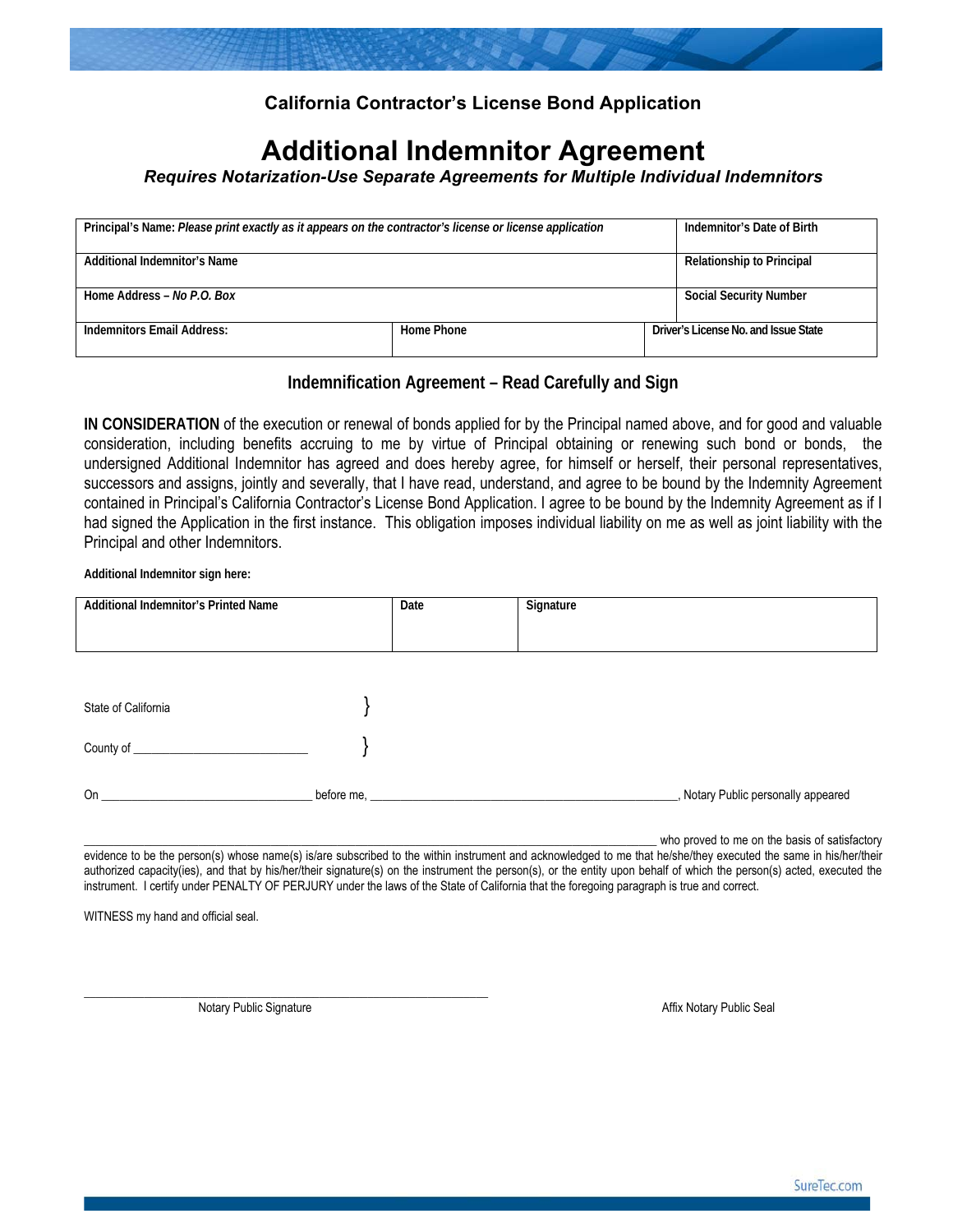### California Contractor's License Bond Application

# Additional Indemnitor Agreement

***Requires Notarization-Use Separate Agreements for Multiple Individual Indemnitors***

| | | |
|---|---|---|
| **Principal's Name:** ***Please print exactly as it appears on the contractor's license or license application*** | | **Indemnitor's Date of Birth** |
| **Additional Indemnitor's Name** | | **Relationship to Principal** |
| **Home Address –** ***No P.O. Box*** | | **Social Security Number** |
| **Indemnitors Email Address:** | **Home Phone** | **Driver's License No. and Issue State** |

## Indemnification Agreement – Read Carefully and Sign

**IN CONSIDERATION** of the execution or renewal of bonds applied for by the Principal named above, and for good and valuable consideration, including benefits accruing to me by virtue of Principal obtaining or renewing such bond or bonds, the undersigned Additional Indemnitor has agreed and does hereby agree, for himself or herself, their personal representatives, successors and assigns, jointly and severally, that I have read, understand, and agree to be bound by the Indemnity Agreement contained in Principal's California Contractor's License Bond Application. I agree to be bound by the Indemnity Agreement as if I had signed the Application in the first instance. This obligation imposes individual liability on me as well as joint liability with the Principal and other Indemnitors.

**Additional Indemnitor sign here:**

| **Additional Indemnitor's Printed Name** | **Date** | **Signature** |
|---|---|---|
| | | |

State of California }

County of ___________________________ }

On ________________________________ before me, __________________________________________________, Notary Public personally appeared

__________________________________________________________________________________________ who proved to me on the basis of satisfactory evidence to be the person(s) whose name(s) is/are subscribed to the within instrument and acknowledged to me that he/she/they executed the same in his/her/their authorized capacity(ies), and that by his/her/their signature(s) on the instrument the person(s), or the entity upon behalf of which the person(s) acted, executed the instrument. I certify under PENALTY OF PERJURY under the laws of the State of California that the foregoing paragraph is true and correct.

WITNESS my hand and official seal.

_______________________________________________________________

Notary Public Signature

Affix Notary Public Seal

SureTec.com